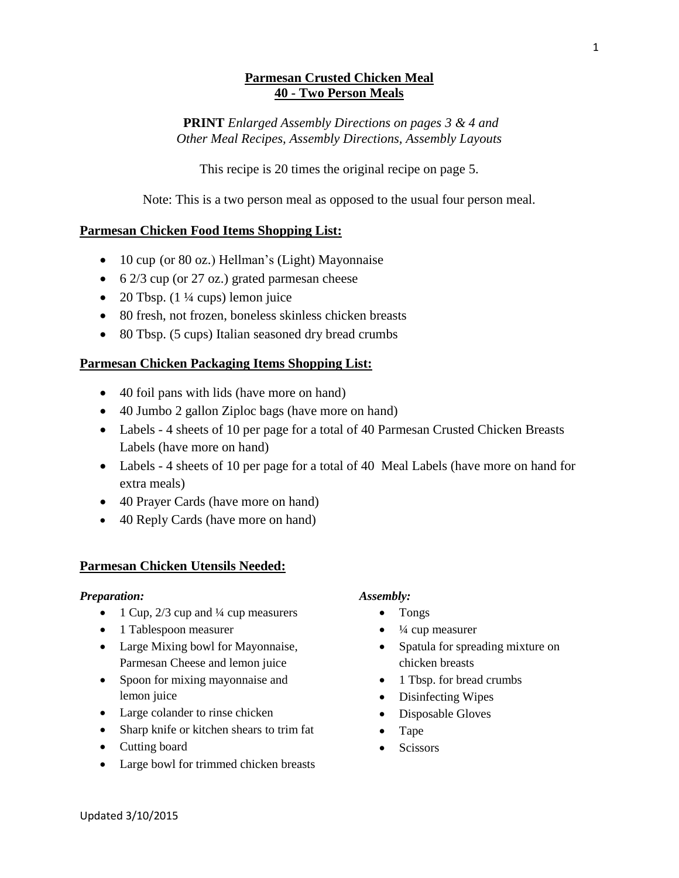# **Parmesan Crusted Chicken Meal**
## **40 - Two Person Meals**

**PRINT** *Enlarged Assembly Directions on pages 3 & 4 and Other Meal Recipes, Assembly Directions, Assembly Layouts*

This recipe is 20 times the original recipe on page 5.

Note: This is a two person meal as opposed to the usual four person meal.

### **Parmesan Chicken Food Items Shopping List:**

- 10 cup (or 80 oz.) Hellman's (Light) Mayonnaise
- 6 2/3 cup (or 27 oz.) grated parmesan cheese
- 20 Tbsp. (1 ¼ cups) lemon juice
- 80 fresh, not frozen, boneless skinless chicken breasts
- 80 Tbsp. (5 cups) Italian seasoned dry bread crumbs

### **Parmesan Chicken Packaging Items Shopping List:**

- 40 foil pans with lids (have more on hand)
- 40 Jumbo 2 gallon Ziploc bags (have more on hand)
- Labels - 4 sheets of 10 per page for a total of 40 Parmesan Crusted Chicken Breasts Labels (have more on hand)
- Labels - 4 sheets of 10 per page for a total of 40 Meal Labels (have more on hand for extra meals)
- 40 Prayer Cards (have more on hand)
- 40 Reply Cards (have more on hand)

### **Parmesan Chicken Utensils Needed:**

*Preparation:*

- 1 Cup, 2/3 cup and ¼ cup measurers
- 1 Tablespoon measurer
- Large Mixing bowl for Mayonnaise, Parmesan Cheese and lemon juice
- Spoon for mixing mayonnaise and lemon juice
- Large colander to rinse chicken
- Sharp knife or kitchen shears to trim fat
- Cutting board
- Large bowl for trimmed chicken breasts

*Assembly:*

- Tongs
- ¼ cup measurer
- Spatula for spreading mixture on chicken breasts
- 1 Tbsp. for bread crumbs
- Disinfecting Wipes
- Disposable Gloves
- Tape
- Scissors

Updated 3/10/2015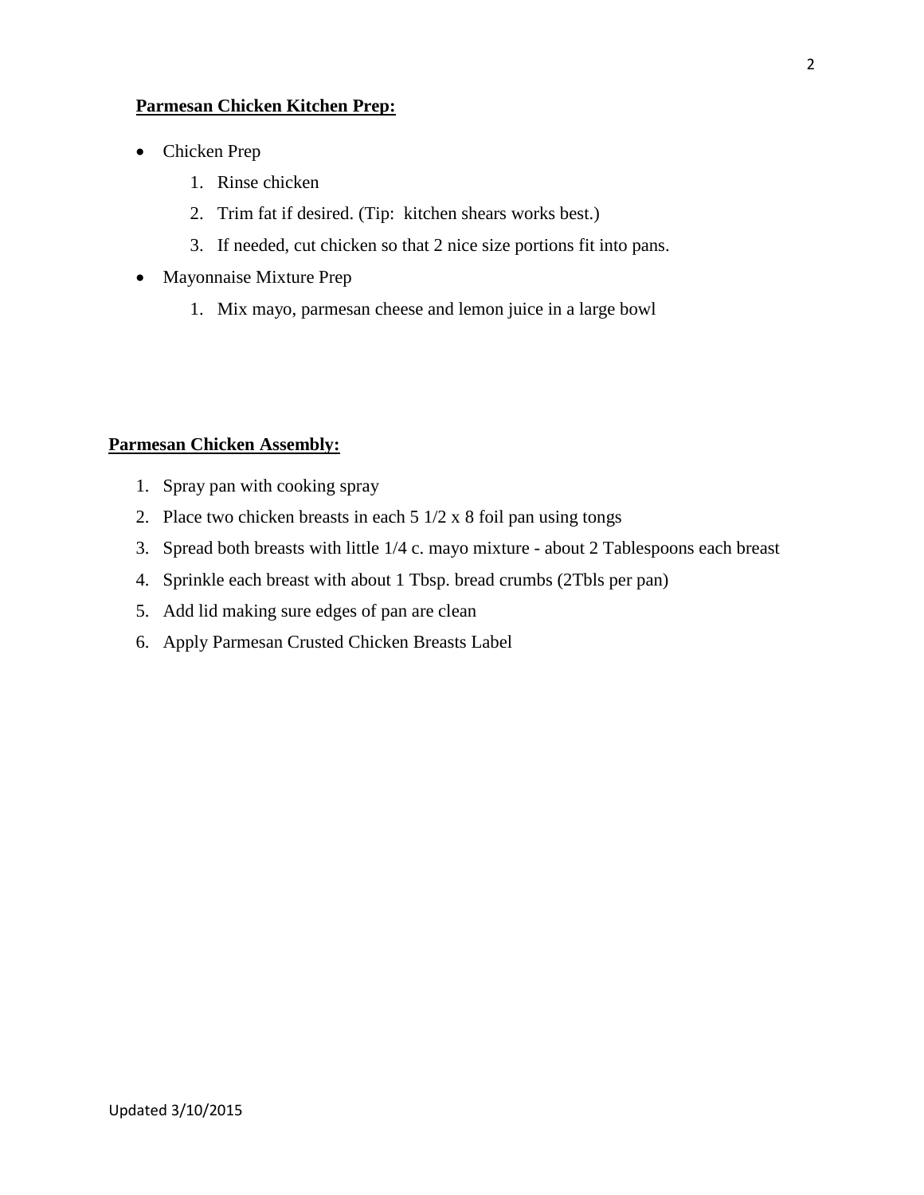**Parmesan Chicken Kitchen Prep:**

- Chicken Prep
    1. Rinse chicken
    2. Trim fat if desired. (Tip:  kitchen shears works best.)
    3. If needed, cut chicken so that 2 nice size portions fit into pans.
- Mayonnaise Mixture Prep
    1. Mix mayo, parmesan cheese and lemon juice in a large bowl

**Parmesan Chicken Assembly:**

1. Spray pan with cooking spray
2. Place two chicken breasts in each 5 1/2 x 8 foil pan using tongs
3. Spread both breasts with little 1/4 c. mayo mixture - about 2 Tablespoons each breast
4. Sprinkle each breast with about 1 Tbsp. bread crumbs (2Tbls per pan)
5. Add lid making sure edges of pan are clean
6. Apply Parmesan Crusted Chicken Breasts Label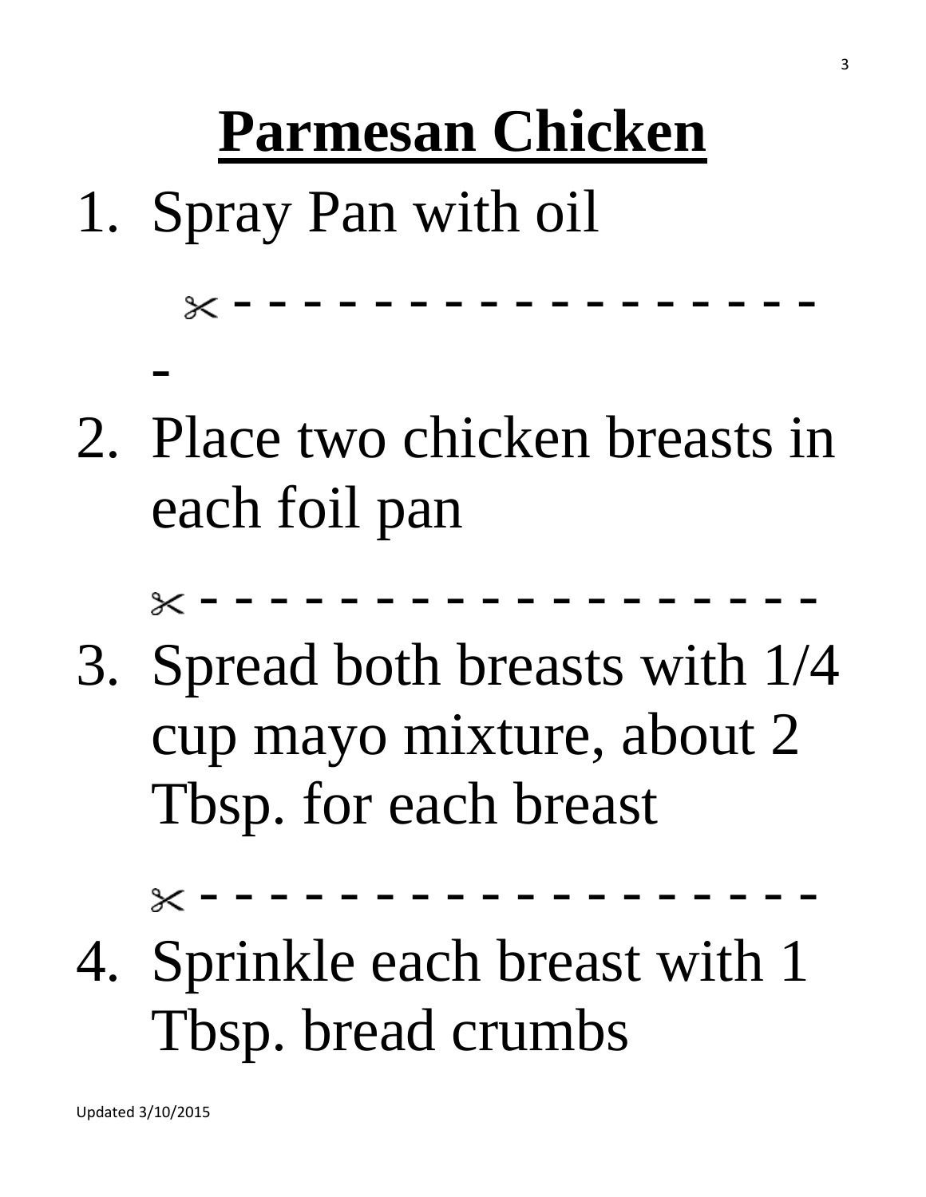# Parmesan Chicken

1. Spray Pan with oil

✂ - - - - - - - - - - - - - - - - - - - -

2. Place two chicken breasts in each foil pan

✂ - - - - - - - - - - - - - - - - - - -

3. Spread both breasts with 1/4 cup mayo mixture, about 2 Tbsp. for each breast

✂ - - - - - - - - - - - - - - - - - - -

4. Sprinkle each breast with 1 Tbsp. bread crumbs

Updated 3/10/2015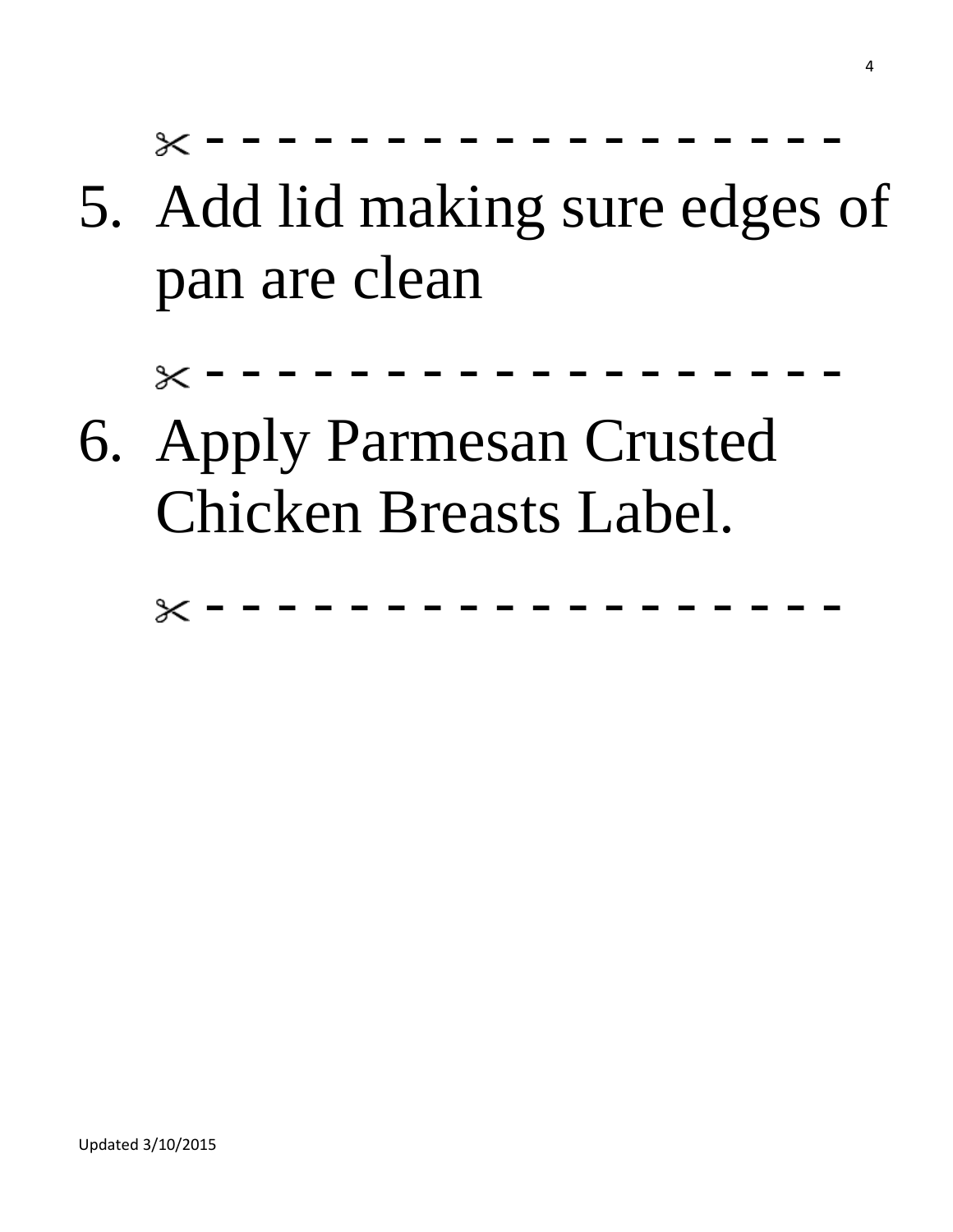✂ - - - - - - - - - - - - - - - - - - -

5. Add lid making sure edges of pan are clean

✂ - - - - - - - - - - - - - - - - - - -

6. Apply Parmesan Crusted Chicken Breasts Label.

✂ - - - - - - - - - - - - - - - - - - -

Updated 3/10/2015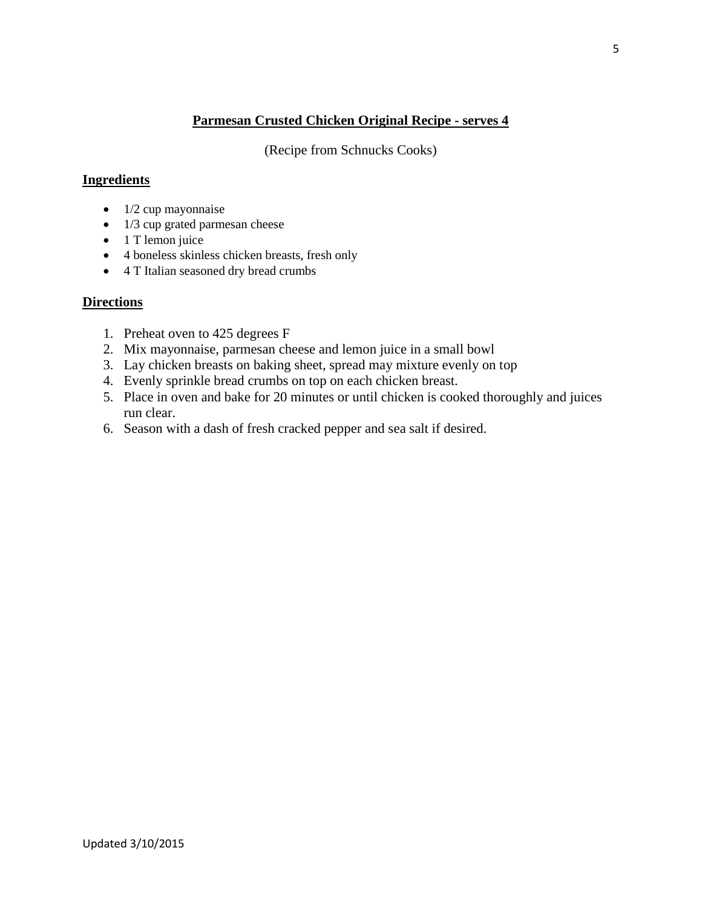## **Parmesan Crusted Chicken Original Recipe - serves 4**

(Recipe from Schnucks Cooks)

### **Ingredients**

- 1/2 cup mayonnaise
- 1/3 cup grated parmesan cheese
- 1 T lemon juice
- 4 boneless skinless chicken breasts, fresh only
- 4 T Italian seasoned dry bread crumbs

### **Directions**

1. Preheat oven to 425 degrees F
2. Mix mayonnaise, parmesan cheese and lemon juice in a small bowl
3. Lay chicken breasts on baking sheet, spread may mixture evenly on top
4. Evenly sprinkle bread crumbs on top on each chicken breast.
5. Place in oven and bake for 20 minutes or until chicken is cooked thoroughly and juices run clear.
6. Season with a dash of fresh cracked pepper and sea salt if desired.